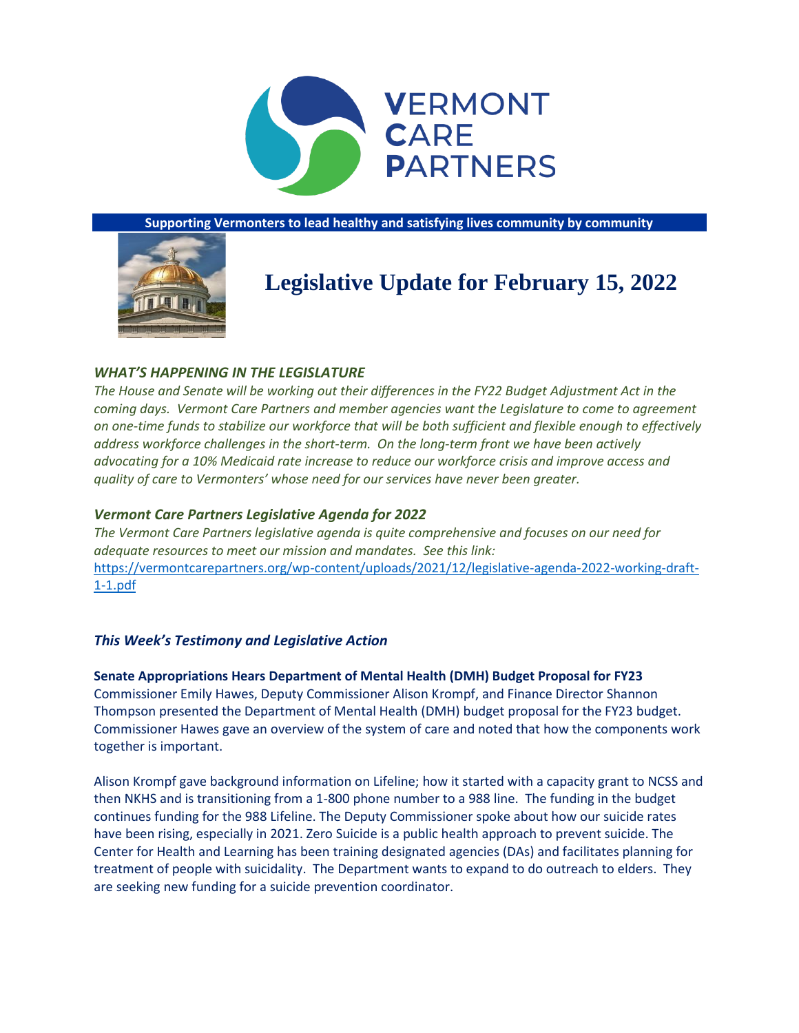**VERMONT CARE PARTNERS**

**Supporting Vermonters to lead healthy and satisfying lives community by community**

# Legislative Update for February 15, 2022

### *WHAT'S HAPPENING IN THE LEGISLATURE*

*The House and Senate will be working out their differences in the FY22 Budget Adjustment Act in the coming days. Vermont Care Partners and member agencies want the Legislature to come to agreement on one-time funds to stabilize our workforce that will be both sufficient and flexible enough to effectively address workforce challenges in the short-term. On the long-term front we have been actively advocating for a 10% Medicaid rate increase to reduce our workforce crisis and improve access and quality of care to Vermonters' whose need for our services have never been greater.*

### *Vermont Care Partners Legislative Agenda for 2022*

*The Vermont Care Partners legislative agenda is quite comprehensive and focuses on our need for adequate resources to meet our mission and mandates. See this link:*
https://vermontcarepartners.org/wp-content/uploads/2021/12/legislative-agenda-2022-working-draft-1-1.pdf

### *This Week's Testimony and Legislative Action*

**Senate Appropriations Hears Department of Mental Health (DMH) Budget Proposal for FY23**

Commissioner Emily Hawes, Deputy Commissioner Alison Krompf, and Finance Director Shannon Thompson presented the Department of Mental Health (DMH) budget proposal for the FY23 budget. Commissioner Hawes gave an overview of the system of care and noted that how the components work together is important.

Alison Krompf gave background information on Lifeline; how it started with a capacity grant to NCSS and then NKHS and is transitioning from a 1-800 phone number to a 988 line. The funding in the budget continues funding for the 988 Lifeline. The Deputy Commissioner spoke about how our suicide rates have been rising, especially in 2021. Zero Suicide is a public health approach to prevent suicide. The Center for Health and Learning has been training designated agencies (DAs) and facilitates planning for treatment of people with suicidality. The Department wants to expand to do outreach to elders. They are seeking new funding for a suicide prevention coordinator.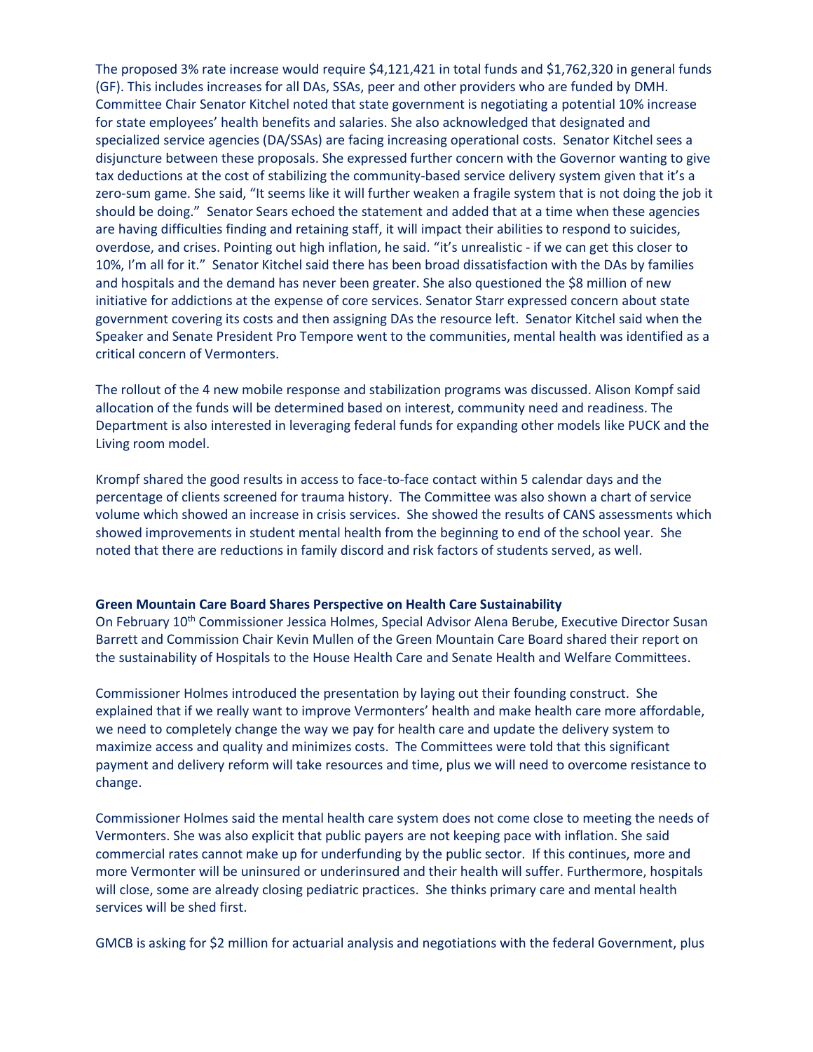The proposed 3% rate increase would require $4,121,421 in total funds and $1,762,320 in general funds (GF). This includes increases for all DAs, SSAs, peer and other providers who are funded by DMH. Committee Chair Senator Kitchel noted that state government is negotiating a potential 10% increase for state employees' health benefits and salaries. She also acknowledged that designated and specialized service agencies (DA/SSAs) are facing increasing operational costs. Senator Kitchel sees a disjuncture between these proposals. She expressed further concern with the Governor wanting to give tax deductions at the cost of stabilizing the community-based service delivery system given that it's a zero-sum game. She said, "It seems like it will further weaken a fragile system that is not doing the job it should be doing." Senator Sears echoed the statement and added that at a time when these agencies are having difficulties finding and retaining staff, it will impact their abilities to respond to suicides, overdose, and crises. Pointing out high inflation, he said. "it's unrealistic - if we can get this closer to 10%, I'm all for it." Senator Kitchel said there has been broad dissatisfaction with the DAs by families and hospitals and the demand has never been greater. She also questioned the $8 million of new initiative for addictions at the expense of core services. Senator Starr expressed concern about state government covering its costs and then assigning DAs the resource left. Senator Kitchel said when the Speaker and Senate President Pro Tempore went to the communities, mental health was identified as a critical concern of Vermonters.

The rollout of the 4 new mobile response and stabilization programs was discussed. Alison Kompf said allocation of the funds will be determined based on interest, community need and readiness. The Department is also interested in leveraging federal funds for expanding other models like PUCK and the Living room model.

Krompf shared the good results in access to face-to-face contact within 5 calendar days and the percentage of clients screened for trauma history. The Committee was also shown a chart of service volume which showed an increase in crisis services. She showed the results of CANS assessments which showed improvements in student mental health from the beginning to end of the school year. She noted that there are reductions in family discord and risk factors of students served, as well.

**Green Mountain Care Board Shares Perspective on Health Care Sustainability**

On February 10th Commissioner Jessica Holmes, Special Advisor Alena Berube, Executive Director Susan Barrett and Commission Chair Kevin Mullen of the Green Mountain Care Board shared their report on the sustainability of Hospitals to the House Health Care and Senate Health and Welfare Committees.

Commissioner Holmes introduced the presentation by laying out their founding construct. She explained that if we really want to improve Vermonters' health and make health care more affordable, we need to completely change the way we pay for health care and update the delivery system to maximize access and quality and minimizes costs. The Committees were told that this significant payment and delivery reform will take resources and time, plus we will need to overcome resistance to change.

Commissioner Holmes said the mental health care system does not come close to meeting the needs of Vermonters. She was also explicit that public payers are not keeping pace with inflation. She said commercial rates cannot make up for underfunding by the public sector. If this continues, more and more Vermonter will be uninsured or underinsured and their health will suffer. Furthermore, hospitals will close, some are already closing pediatric practices. She thinks primary care and mental health services will be shed first.

GMCB is asking for $2 million for actuarial analysis and negotiations with the federal Government, plus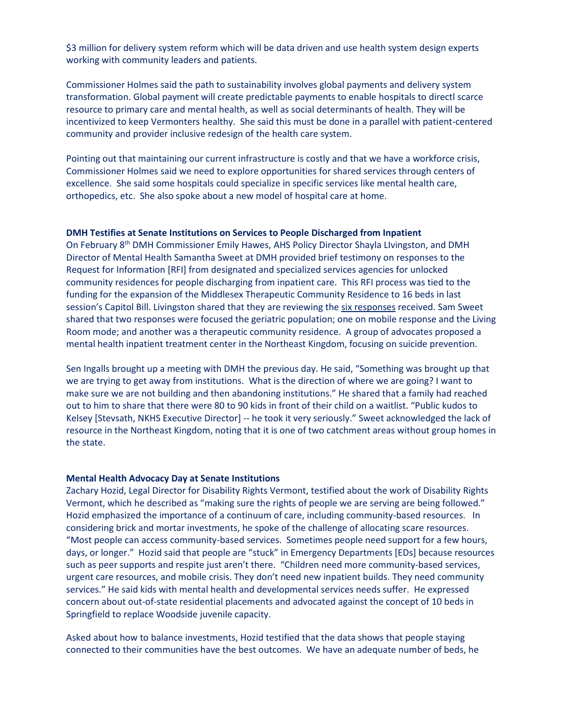$3 million for delivery system reform which will be data driven and use health system design experts working with community leaders and patients.

Commissioner Holmes said the path to sustainability involves global payments and delivery system transformation. Global payment will create predictable payments to enable hospitals to directl scarce resource to primary care and mental health, as well as social determinants of health. They will be incentivized to keep Vermonters healthy. She said this must be done in a parallel with patient-centered community and provider inclusive redesign of the health care system.

Pointing out that maintaining our current infrastructure is costly and that we have a workforce crisis, Commissioner Holmes said we need to explore opportunities for shared services through centers of excellence. She said some hospitals could specialize in specific services like mental health care, orthopedics, etc. She also spoke about a new model of hospital care at home.

**DMH Testifies at Senate Institutions on Services to People Discharged from Inpatient**

On February 8th DMH Commissioner Emily Hawes, AHS Policy Director Shayla LIvingston, and DMH Director of Mental Health Samantha Sweet at DMH provided brief testimony on responses to the Request for Information [RFI] from designated and specialized services agencies for unlocked community residences for people discharging from inpatient care. This RFI process was tied to the funding for the expansion of the Middlesex Therapeutic Community Residence to 16 beds in last session's Capitol Bill. Livingston shared that they are reviewing the six responses received. Sam Sweet shared that two responses were focused the geriatric population; one on mobile response and the Living Room mode; and another was a therapeutic community residence. A group of advocates proposed a mental health inpatient treatment center in the Northeast Kingdom, focusing on suicide prevention.

Sen Ingalls brought up a meeting with DMH the previous day. He said, "Something was brought up that we are trying to get away from institutions. What is the direction of where we are going? I want to make sure we are not building and then abandoning institutions." He shared that a family had reached out to him to share that there were 80 to 90 kids in front of their child on a waitlist. "Public kudos to Kelsey [Stevsath, NKHS Executive Director] -- he took it very seriously." Sweet acknowledged the lack of resource in the Northeast Kingdom, noting that it is one of two catchment areas without group homes in the state.

**Mental Health Advocacy Day at Senate Institutions**

Zachary Hozid, Legal Director for Disability Rights Vermont, testified about the work of Disability Rights Vermont, which he described as "making sure the rights of people we are serving are being followed." Hozid emphasized the importance of a continuum of care, including community-based resources. In considering brick and mortar investments, he spoke of the challenge of allocating scare resources. "Most people can access community-based services. Sometimes people need support for a few hours, days, or longer." Hozid said that people are "stuck" in Emergency Departments [EDs] because resources such as peer supports and respite just aren't there. "Children need more community-based services, urgent care resources, and mobile crisis. They don't need new inpatient builds. They need community services." He said kids with mental health and developmental services needs suffer. He expressed concern about out-of-state residential placements and advocated against the concept of 10 beds in Springfield to replace Woodside juvenile capacity.

Asked about how to balance investments, Hozid testified that the data shows that people staying connected to their communities have the best outcomes. We have an adequate number of beds, he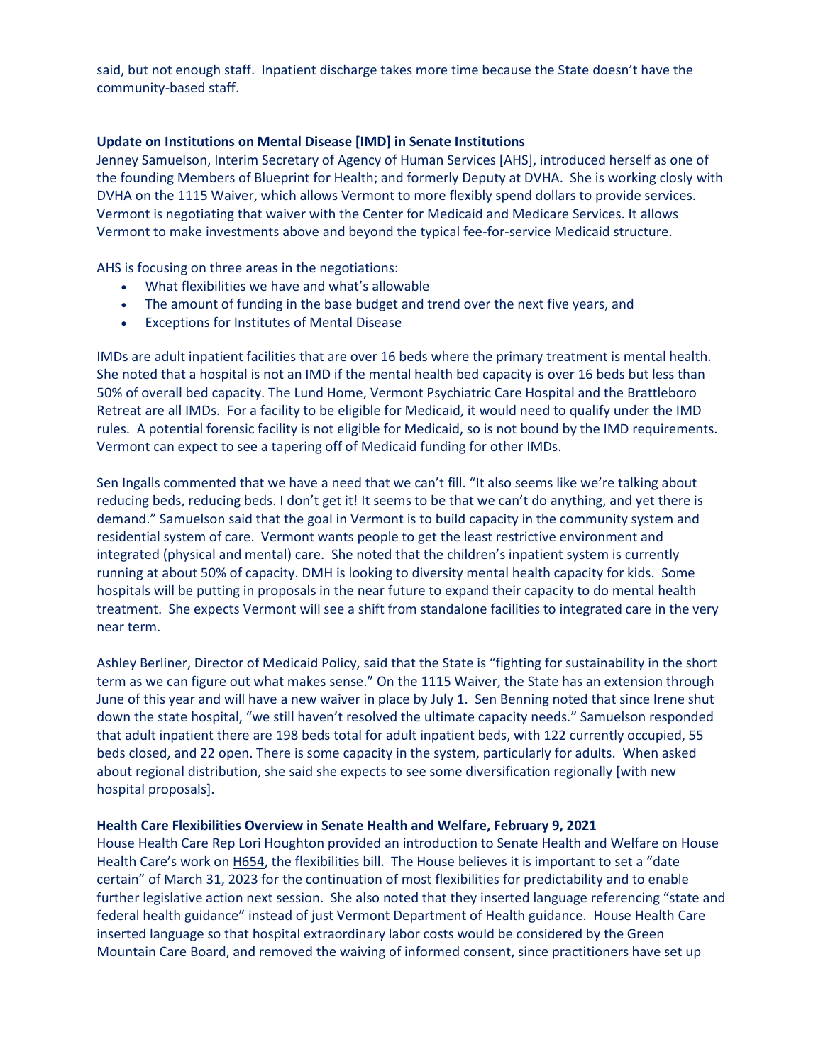said, but not enough staff. Inpatient discharge takes more time because the State doesn't have the community-based staff.

**Update on Institutions on Mental Disease [IMD] in Senate Institutions**

Jenney Samuelson, Interim Secretary of Agency of Human Services [AHS], introduced herself as one of the founding Members of Blueprint for Health; and formerly Deputy at DVHA. She is working closly with DVHA on the 1115 Waiver, which allows Vermont to more flexibly spend dollars to provide services. Vermont is negotiating that waiver with the Center for Medicaid and Medicare Services. It allows Vermont to make investments above and beyond the typical fee-for-service Medicaid structure.

AHS is focusing on three areas in the negotiations:

- What flexibilities we have and what's allowable
- The amount of funding in the base budget and trend over the next five years, and
- Exceptions for Institutes of Mental Disease

IMDs are adult inpatient facilities that are over 16 beds where the primary treatment is mental health. She noted that a hospital is not an IMD if the mental health bed capacity is over 16 beds but less than 50% of overall bed capacity. The Lund Home, Vermont Psychiatric Care Hospital and the Brattleboro Retreat are all IMDs. For a facility to be eligible for Medicaid, it would need to qualify under the IMD rules. A potential forensic facility is not eligible for Medicaid, so is not bound by the IMD requirements. Vermont can expect to see a tapering off of Medicaid funding for other IMDs.

Sen Ingalls commented that we have a need that we can't fill. "It also seems like we're talking about reducing beds, reducing beds. I don't get it! It seems to be that we can't do anything, and yet there is demand." Samuelson said that the goal in Vermont is to build capacity in the community system and residential system of care. Vermont wants people to get the least restrictive environment and integrated (physical and mental) care. She noted that the children's inpatient system is currently running at about 50% of capacity. DMH is looking to diversity mental health capacity for kids. Some hospitals will be putting in proposals in the near future to expand their capacity to do mental health treatment. She expects Vermont will see a shift from standalone facilities to integrated care in the very near term.

Ashley Berliner, Director of Medicaid Policy, said that the State is "fighting for sustainability in the short term as we can figure out what makes sense." On the 1115 Waiver, the State has an extension through June of this year and will have a new waiver in place by July 1. Sen Benning noted that since Irene shut down the state hospital, "we still haven't resolved the ultimate capacity needs." Samuelson responded that adult inpatient there are 198 beds total for adult inpatient beds, with 122 currently occupied, 55 beds closed, and 22 open. There is some capacity in the system, particularly for adults. When asked about regional distribution, she said she expects to see some diversification regionally [with new hospital proposals].

**Health Care Flexibilities Overview in Senate Health and Welfare, February 9, 2021**

House Health Care Rep Lori Houghton provided an introduction to Senate Health and Welfare on House Health Care's work on H654, the flexibilities bill. The House believes it is important to set a "date certain" of March 31, 2023 for the continuation of most flexibilities for predictability and to enable further legislative action next session. She also noted that they inserted language referencing "state and federal health guidance" instead of just Vermont Department of Health guidance. House Health Care inserted language so that hospital extraordinary labor costs would be considered by the Green Mountain Care Board, and removed the waiving of informed consent, since practitioners have set up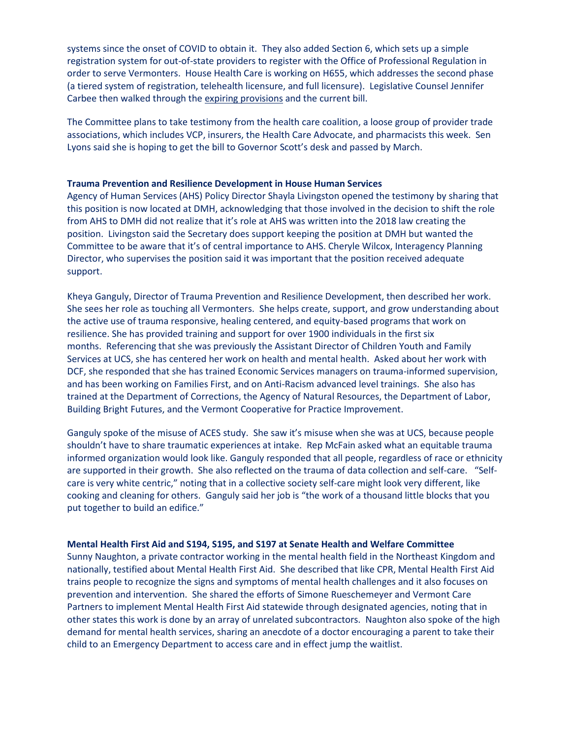systems since the onset of COVID to obtain it. They also added Section 6, which sets up a simple registration system for out-of-state providers to register with the Office of Professional Regulation in order to serve Vermonters. House Health Care is working on H655, which addresses the second phase (a tiered system of registration, telehealth licensure, and full licensure). Legislative Counsel Jennifer Carbee then walked through the expiring provisions and the current bill.

The Committee plans to take testimony from the health care coalition, a loose group of provider trade associations, which includes VCP, insurers, the Health Care Advocate, and pharmacists this week. Sen Lyons said she is hoping to get the bill to Governor Scott's desk and passed by March.

**Trauma Prevention and Resilience Development in House Human Services**

Agency of Human Services (AHS) Policy Director Shayla Livingston opened the testimony by sharing that this position is now located at DMH, acknowledging that those involved in the decision to shift the role from AHS to DMH did not realize that it's role at AHS was written into the 2018 law creating the position. Livingston said the Secretary does support keeping the position at DMH but wanted the Committee to be aware that it's of central importance to AHS. Cheryle Wilcox, Interagency Planning Director, who supervises the position said it was important that the position received adequate support.

Kheya Ganguly, Director of Trauma Prevention and Resilience Development, then described her work. She sees her role as touching all Vermonters. She helps create, support, and grow understanding about the active use of trauma responsive, healing centered, and equity-based programs that work on resilience. She has provided training and support for over 1900 individuals in the first six months. Referencing that she was previously the Assistant Director of Children Youth and Family Services at UCS, she has centered her work on health and mental health. Asked about her work with DCF, she responded that she has trained Economic Services managers on trauma-informed supervision, and has been working on Families First, and on Anti-Racism advanced level trainings. She also has trained at the Department of Corrections, the Agency of Natural Resources, the Department of Labor, Building Bright Futures, and the Vermont Cooperative for Practice Improvement.

Ganguly spoke of the misuse of ACES study. She saw it's misuse when she was at UCS, because people shouldn't have to share traumatic experiences at intake. Rep McFain asked what an equitable trauma informed organization would look like. Ganguly responded that all people, regardless of race or ethnicity are supported in their growth. She also reflected on the trauma of data collection and self-care. "Self-care is very white centric," noting that in a collective society self-care might look very different, like cooking and cleaning for others. Ganguly said her job is "the work of a thousand little blocks that you put together to build an edifice."

**Mental Health First Aid and S194, S195, and S197 at Senate Health and Welfare Committee**

Sunny Naughton, a private contractor working in the mental health field in the Northeast Kingdom and nationally, testified about Mental Health First Aid. She described that like CPR, Mental Health First Aid trains people to recognize the signs and symptoms of mental health challenges and it also focuses on prevention and intervention. She shared the efforts of Simone Rueschemeyer and Vermont Care Partners to implement Mental Health First Aid statewide through designated agencies, noting that in other states this work is done by an array of unrelated subcontractors. Naughton also spoke of the high demand for mental health services, sharing an anecdote of a doctor encouraging a parent to take their child to an Emergency Department to access care and in effect jump the waitlist.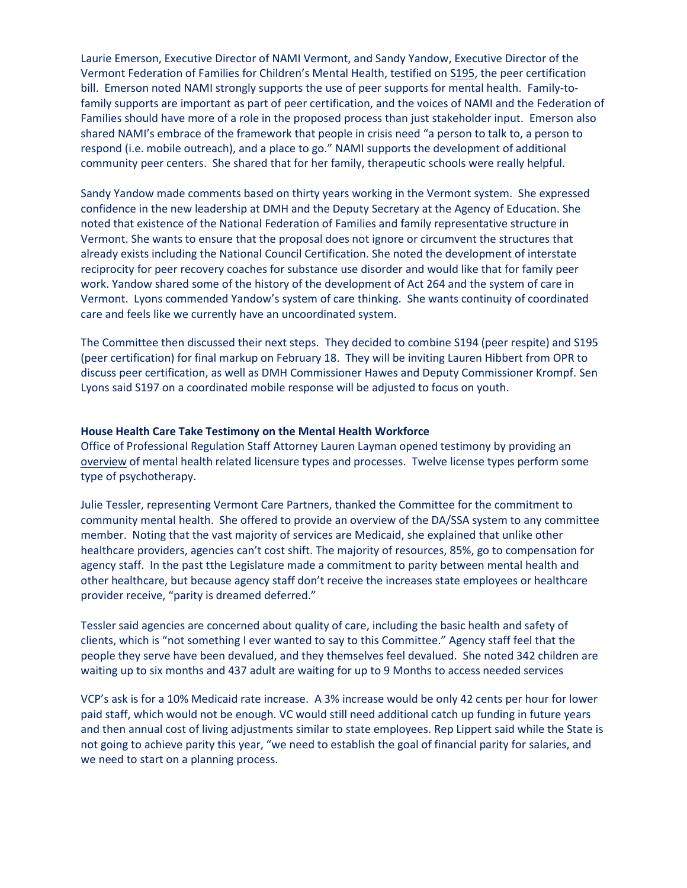Laurie Emerson, Executive Director of NAMI Vermont, and Sandy Yandow, Executive Director of the Vermont Federation of Families for Children's Mental Health, testified on S195, the peer certification bill. Emerson noted NAMI strongly supports the use of peer supports for mental health. Family-to-family supports are important as part of peer certification, and the voices of NAMI and the Federation of Families should have more of a role in the proposed process than just stakeholder input. Emerson also shared NAMI's embrace of the framework that people in crisis need "a person to talk to, a person to respond (i.e. mobile outreach), and a place to go." NAMI supports the development of additional community peer centers. She shared that for her family, therapeutic schools were really helpful.

Sandy Yandow made comments based on thirty years working in the Vermont system. She expressed confidence in the new leadership at DMH and the Deputy Secretary at the Agency of Education. She noted that existence of the National Federation of Families and family representative structure in Vermont. She wants to ensure that the proposal does not ignore or circumvent the structures that already exists including the National Council Certification. She noted the development of interstate reciprocity for peer recovery coaches for substance use disorder and would like that for family peer work. Yandow shared some of the history of the development of Act 264 and the system of care in Vermont. Lyons commended Yandow's system of care thinking. She wants continuity of coordinated care and feels like we currently have an uncoordinated system.

The Committee then discussed their next steps. They decided to combine S194 (peer respite) and S195 (peer certification) for final markup on February 18. They will be inviting Lauren Hibbert from OPR to discuss peer certification, as well as DMH Commissioner Hawes and Deputy Commissioner Krompf. Sen Lyons said S197 on a coordinated mobile response will be adjusted to focus on youth.

**House Health Care Take Testimony on the Mental Health Workforce**

Office of Professional Regulation Staff Attorney Lauren Layman opened testimony by providing an overview of mental health related licensure types and processes. Twelve license types perform some type of psychotherapy.

Julie Tessler, representing Vermont Care Partners, thanked the Committee for the commitment to community mental health. She offered to provide an overview of the DA/SSA system to any committee member. Noting that the vast majority of services are Medicaid, she explained that unlike other healthcare providers, agencies can't cost shift. The majority of resources, 85%, go to compensation for agency staff. In the past tthe Legislature made a commitment to parity between mental health and other healthcare, but because agency staff don't receive the increases state employees or healthcare provider receive, "parity is dreamed deferred."

Tessler said agencies are concerned about quality of care, including the basic health and safety of clients, which is "not something I ever wanted to say to this Committee." Agency staff feel that the people they serve have been devalued, and they themselves feel devalued. She noted 342 children are waiting up to six months and 437 adult are waiting for up to 9 Months to access needed services

VCP's ask is for a 10% Medicaid rate increase. A 3% increase would be only 42 cents per hour for lower paid staff, which would not be enough. VC would still need additional catch up funding in future years and then annual cost of living adjustments similar to state employees. Rep Lippert said while the State is not going to achieve parity this year, "we need to establish the goal of financial parity for salaries, and we need to start on a planning process.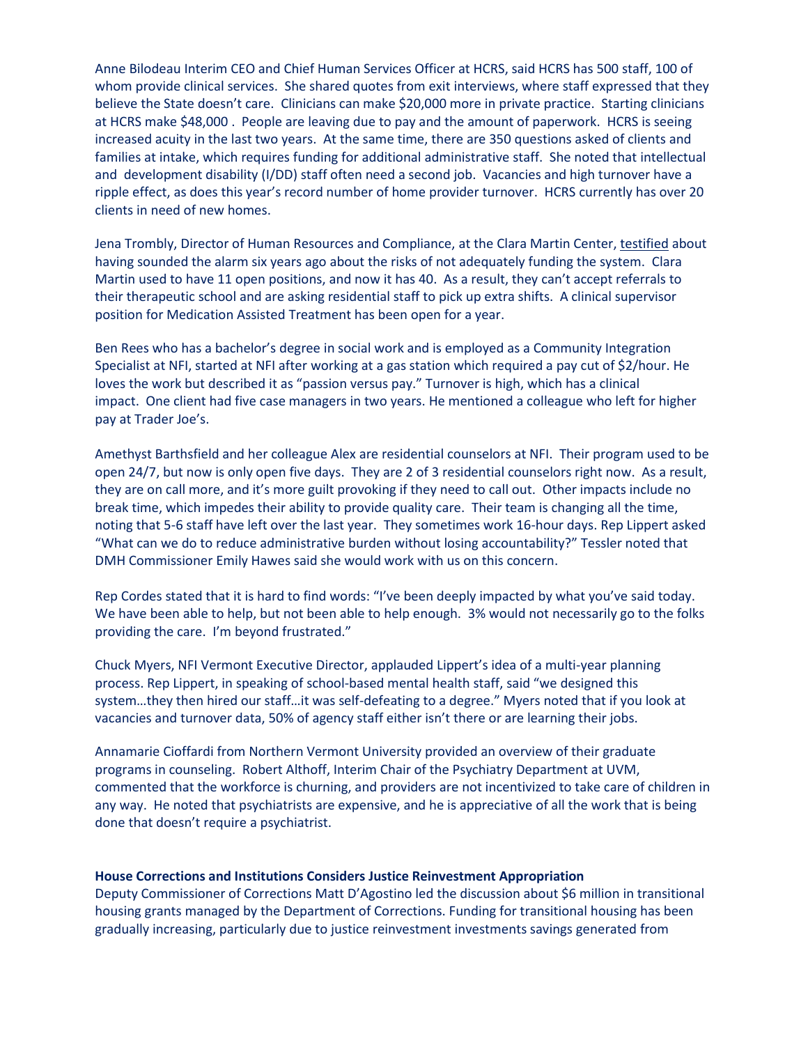Anne Bilodeau Interim CEO and Chief Human Services Officer at HCRS, said HCRS has 500 staff, 100 of whom provide clinical services. She shared quotes from exit interviews, where staff expressed that they believe the State doesn't care. Clinicians can make $20,000 more in private practice. Starting clinicians at HCRS make $48,000 . People are leaving due to pay and the amount of paperwork. HCRS is seeing increased acuity in the last two years. At the same time, there are 350 questions asked of clients and families at intake, which requires funding for additional administrative staff. She noted that intellectual and development disability (I/DD) staff often need a second job. Vacancies and high turnover have a ripple effect, as does this year's record number of home provider turnover. HCRS currently has over 20 clients in need of new homes.

Jena Trombly, Director of Human Resources and Compliance, at the Clara Martin Center, testified about having sounded the alarm six years ago about the risks of not adequately funding the system. Clara Martin used to have 11 open positions, and now it has 40. As a result, they can't accept referrals to their therapeutic school and are asking residential staff to pick up extra shifts. A clinical supervisor position for Medication Assisted Treatment has been open for a year.

Ben Rees who has a bachelor's degree in social work and is employed as a Community Integration Specialist at NFI, started at NFI after working at a gas station which required a pay cut of $2/hour. He loves the work but described it as "passion versus pay." Turnover is high, which has a clinical impact. One client had five case managers in two years. He mentioned a colleague who left for higher pay at Trader Joe's.

Amethyst Barthsfield and her colleague Alex are residential counselors at NFI. Their program used to be open 24/7, but now is only open five days. They are 2 of 3 residential counselors right now. As a result, they are on call more, and it's more guilt provoking if they need to call out. Other impacts include no break time, which impedes their ability to provide quality care. Their team is changing all the time, noting that 5-6 staff have left over the last year. They sometimes work 16-hour days. Rep Lippert asked "What can we do to reduce administrative burden without losing accountability?" Tessler noted that DMH Commissioner Emily Hawes said she would work with us on this concern.

Rep Cordes stated that it is hard to find words: "I've been deeply impacted by what you've said today. We have been able to help, but not been able to help enough. 3% would not necessarily go to the folks providing the care. I'm beyond frustrated."

Chuck Myers, NFI Vermont Executive Director, applauded Lippert's idea of a multi-year planning process. Rep Lippert, in speaking of school-based mental health staff, said "we designed this system…they then hired our staff…it was self-defeating to a degree." Myers noted that if you look at vacancies and turnover data, 50% of agency staff either isn't there or are learning their jobs.

Annamarie Cioffardi from Northern Vermont University provided an overview of their graduate programs in counseling. Robert Althoff, Interim Chair of the Psychiatry Department at UVM, commented that the workforce is churning, and providers are not incentivized to take care of children in any way. He noted that psychiatrists are expensive, and he is appreciative of all the work that is being done that doesn't require a psychiatrist.

**House Corrections and Institutions Considers Justice Reinvestment Appropriation**

Deputy Commissioner of Corrections Matt D'Agostino led the discussion about $6 million in transitional housing grants managed by the Department of Corrections. Funding for transitional housing has been gradually increasing, particularly due to justice reinvestment investments savings generated from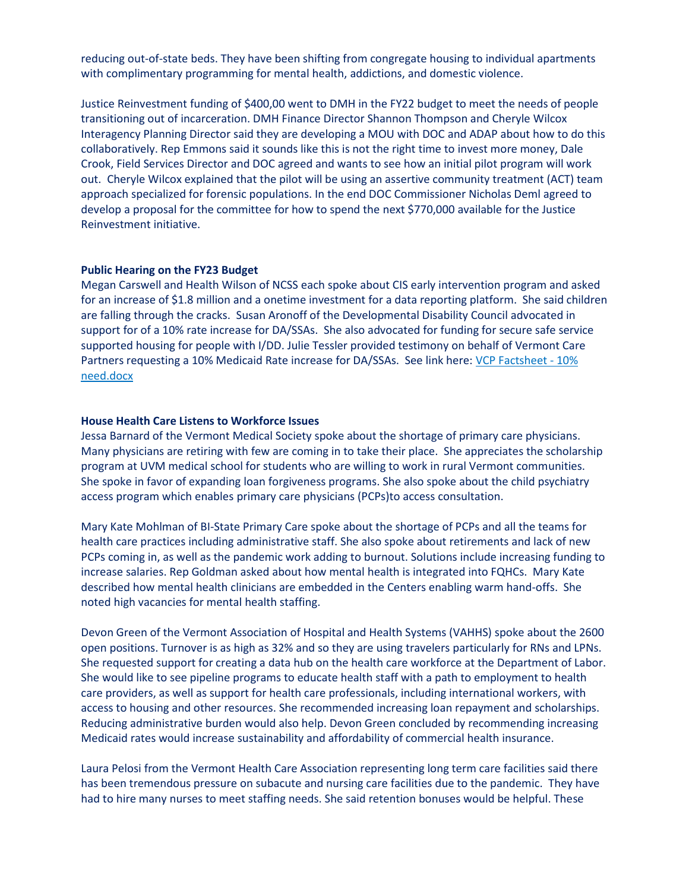reducing out-of-state beds. They have been shifting from congregate housing to individual apartments with complimentary programming for mental health, addictions, and domestic violence.

Justice Reinvestment funding of $400,00 went to DMH in the FY22 budget to meet the needs of people transitioning out of incarceration. DMH Finance Director Shannon Thompson and Cheryle Wilcox Interagency Planning Director said they are developing a MOU with DOC and ADAP about how to do this collaboratively. Rep Emmons said it sounds like this is not the right time to invest more money, Dale Crook, Field Services Director and DOC agreed and wants to see how an initial pilot program will work out. Cheryle Wilcox explained that the pilot will be using an assertive community treatment (ACT) team approach specialized for forensic populations. In the end DOC Commissioner Nicholas Deml agreed to develop a proposal for the committee for how to spend the next $770,000 available for the Justice Reinvestment initiative.

**Public Hearing on the FY23 Budget**

Megan Carswell and Health Wilson of NCSS each spoke about CIS early intervention program and asked for an increase of $1.8 million and a onetime investment for a data reporting platform. She said children are falling through the cracks. Susan Aronoff of the Developmental Disability Council advocated in support for of a 10% rate increase for DA/SSAs. She also advocated for funding for secure safe service supported housing for people with I/DD. Julie Tessler provided testimony on behalf of Vermont Care Partners requesting a 10% Medicaid Rate increase for DA/SSAs. See link here: [VCP Factsheet - 10% need.docx]

**House Health Care Listens to Workforce Issues**

Jessa Barnard of the Vermont Medical Society spoke about the shortage of primary care physicians. Many physicians are retiring with few are coming in to take their place. She appreciates the scholarship program at UVM medical school for students who are willing to work in rural Vermont communities. She spoke in favor of expanding loan forgiveness programs. She also spoke about the child psychiatry access program which enables primary care physicians (PCPs)to access consultation.

Mary Kate Mohlman of BI-State Primary Care spoke about the shortage of PCPs and all the teams for health care practices including administrative staff. She also spoke about retirements and lack of new PCPs coming in, as well as the pandemic work adding to burnout. Solutions include increasing funding to increase salaries. Rep Goldman asked about how mental health is integrated into FQHCs. Mary Kate described how mental health clinicians are embedded in the Centers enabling warm hand-offs. She noted high vacancies for mental health staffing.

Devon Green of the Vermont Association of Hospital and Health Systems (VAHHS) spoke about the 2600 open positions. Turnover is as high as 32% and so they are using travelers particularly for RNs and LPNs. She requested support for creating a data hub on the health care workforce at the Department of Labor. She would like to see pipeline programs to educate health staff with a path to employment to health care providers, as well as support for health care professionals, including international workers, with access to housing and other resources. She recommended increasing loan repayment and scholarships. Reducing administrative burden would also help. Devon Green concluded by recommending increasing Medicaid rates would increase sustainability and affordability of commercial health insurance.

Laura Pelosi from the Vermont Health Care Association representing long term care facilities said there has been tremendous pressure on subacute and nursing care facilities due to the pandemic. They have had to hire many nurses to meet staffing needs. She said retention bonuses would be helpful. These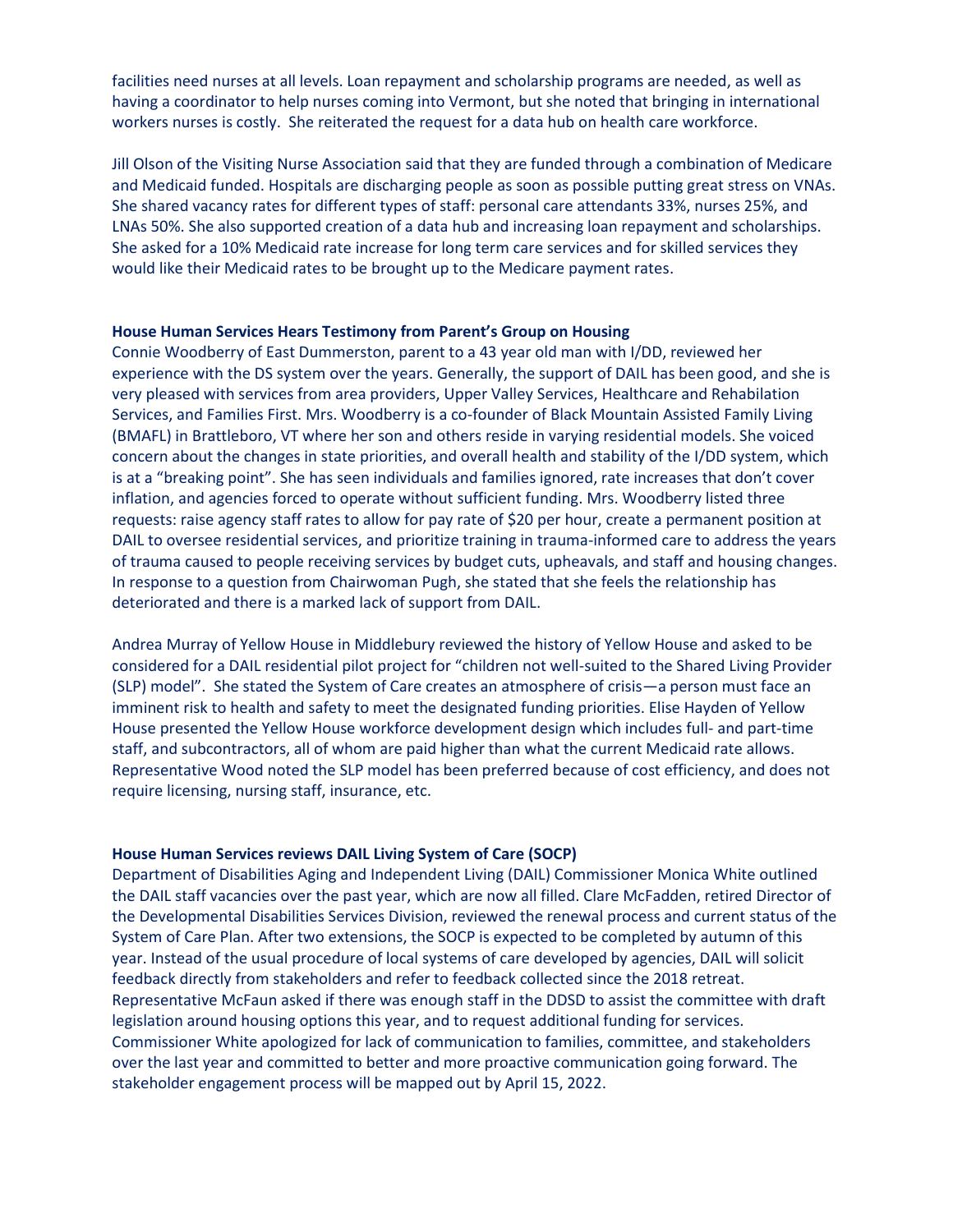facilities need nurses at all levels. Loan repayment and scholarship programs are needed, as well as having a coordinator to help nurses coming into Vermont, but she noted that bringing in international workers nurses is costly. She reiterated the request for a data hub on health care workforce.

Jill Olson of the Visiting Nurse Association said that they are funded through a combination of Medicare and Medicaid funded. Hospitals are discharging people as soon as possible putting great stress on VNAs. She shared vacancy rates for different types of staff: personal care attendants 33%, nurses 25%, and LNAs 50%. She also supported creation of a data hub and increasing loan repayment and scholarships. She asked for a 10% Medicaid rate increase for long term care services and for skilled services they would like their Medicaid rates to be brought up to the Medicare payment rates.

**House Human Services Hears Testimony from Parent's Group on Housing**

Connie Woodberry of East Dummerston, parent to a 43 year old man with I/DD, reviewed her experience with the DS system over the years. Generally, the support of DAIL has been good, and she is very pleased with services from area providers, Upper Valley Services, Healthcare and Rehabilation Services, and Families First. Mrs. Woodberry is a co-founder of Black Mountain Assisted Family Living (BMAFL) in Brattleboro, VT where her son and others reside in varying residential models. She voiced concern about the changes in state priorities, and overall health and stability of the I/DD system, which is at a "breaking point". She has seen individuals and families ignored, rate increases that don't cover inflation, and agencies forced to operate without sufficient funding. Mrs. Woodberry listed three requests: raise agency staff rates to allow for pay rate of $20 per hour, create a permanent position at DAIL to oversee residential services, and prioritize training in trauma-informed care to address the years of trauma caused to people receiving services by budget cuts, upheavals, and staff and housing changes. In response to a question from Chairwoman Pugh, she stated that she feels the relationship has deteriorated and there is a marked lack of support from DAIL.

Andrea Murray of Yellow House in Middlebury reviewed the history of Yellow House and asked to be considered for a DAIL residential pilot project for "children not well-suited to the Shared Living Provider (SLP) model". She stated the System of Care creates an atmosphere of crisis—a person must face an imminent risk to health and safety to meet the designated funding priorities. Elise Hayden of Yellow House presented the Yellow House workforce development design which includes full- and part-time staff, and subcontractors, all of whom are paid higher than what the current Medicaid rate allows. Representative Wood noted the SLP model has been preferred because of cost efficiency, and does not require licensing, nursing staff, insurance, etc.

**House Human Services reviews DAIL Living System of Care (SOCP)**

Department of Disabilities Aging and Independent Living (DAIL) Commissioner Monica White outlined the DAIL staff vacancies over the past year, which are now all filled. Clare McFadden, retired Director of the Developmental Disabilities Services Division, reviewed the renewal process and current status of the System of Care Plan. After two extensions, the SOCP is expected to be completed by autumn of this year. Instead of the usual procedure of local systems of care developed by agencies, DAIL will solicit feedback directly from stakeholders and refer to feedback collected since the 2018 retreat. Representative McFaun asked if there was enough staff in the DDSD to assist the committee with draft legislation around housing options this year, and to request additional funding for services. Commissioner White apologized for lack of communication to families, committee, and stakeholders over the last year and committed to better and more proactive communication going forward. The stakeholder engagement process will be mapped out by April 15, 2022.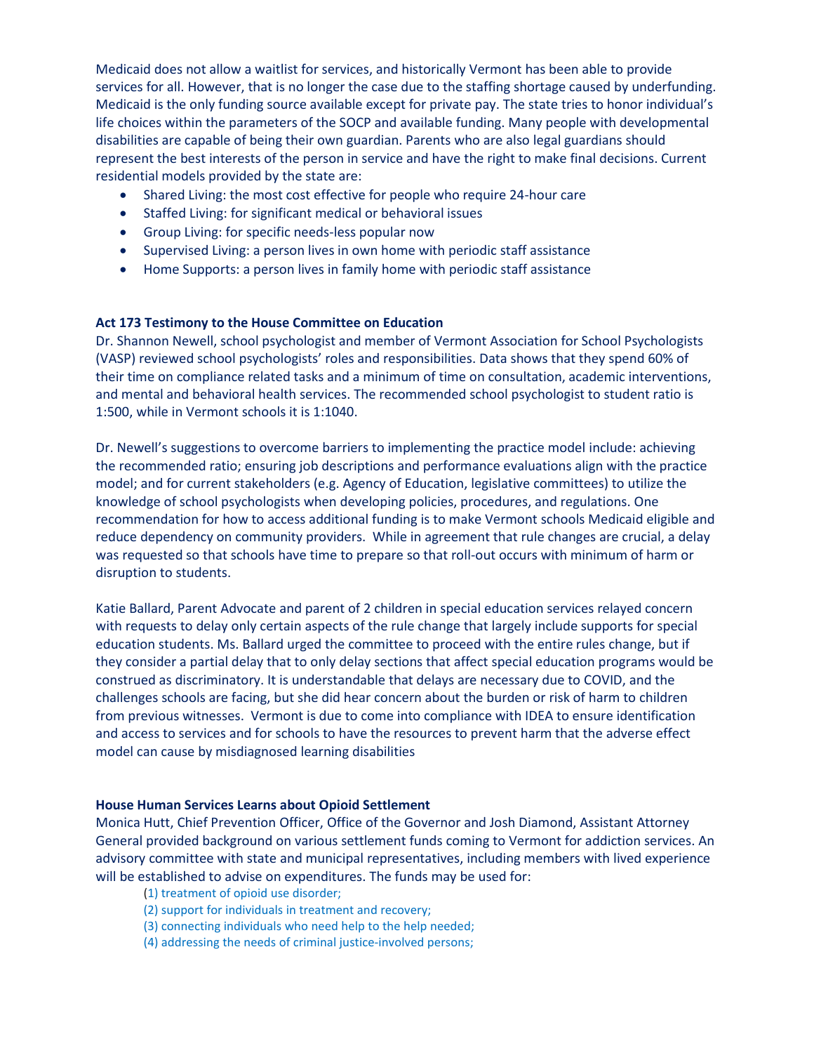Medicaid does not allow a waitlist for services, and historically Vermont has been able to provide services for all. However, that is no longer the case due to the staffing shortage caused by underfunding. Medicaid is the only funding source available except for private pay. The state tries to honor individual's life choices within the parameters of the SOCP and available funding. Many people with developmental disabilities are capable of being their own guardian. Parents who are also legal guardians should represent the best interests of the person in service and have the right to make final decisions. Current residential models provided by the state are:

- Shared Living: the most cost effective for people who require 24-hour care
- Staffed Living: for significant medical or behavioral issues
- Group Living: for specific needs-less popular now
- Supervised Living: a person lives in own home with periodic staff assistance
- Home Supports: a person lives in family home with periodic staff assistance

**Act 173 Testimony to the House Committee on Education**

Dr. Shannon Newell, school psychologist and member of Vermont Association for School Psychologists (VASP) reviewed school psychologists' roles and responsibilities. Data shows that they spend 60% of their time on compliance related tasks and a minimum of time on consultation, academic interventions, and mental and behavioral health services. The recommended school psychologist to student ratio is 1:500, while in Vermont schools it is 1:1040.

Dr. Newell's suggestions to overcome barriers to implementing the practice model include: achieving the recommended ratio; ensuring job descriptions and performance evaluations align with the practice model; and for current stakeholders (e.g. Agency of Education, legislative committees) to utilize the knowledge of school psychologists when developing policies, procedures, and regulations. One recommendation for how to access additional funding is to make Vermont schools Medicaid eligible and reduce dependency on community providers. While in agreement that rule changes are crucial, a delay was requested so that schools have time to prepare so that roll-out occurs with minimum of harm or disruption to students.

Katie Ballard, Parent Advocate and parent of 2 children in special education services relayed concern with requests to delay only certain aspects of the rule change that largely include supports for special education students. Ms. Ballard urged the committee to proceed with the entire rules change, but if they consider a partial delay that to only delay sections that affect special education programs would be construed as discriminatory. It is understandable that delays are necessary due to COVID, and the challenges schools are facing, but she did hear concern about the burden or risk of harm to children from previous witnesses. Vermont is due to come into compliance with IDEA to ensure identification and access to services and for schools to have the resources to prevent harm that the adverse effect model can cause by misdiagnosed learning disabilities

**House Human Services Learns about Opioid Settlement**

Monica Hutt, Chief Prevention Officer, Office of the Governor and Josh Diamond, Assistant Attorney General provided background on various settlement funds coming to Vermont for addiction services. An advisory committee with state and municipal representatives, including members with lived experience will be established to advise on expenditures. The funds may be used for:

(1) treatment of opioid use disorder;
(2) support for individuals in treatment and recovery;
(3) connecting individuals who need help to the help needed;
(4) addressing the needs of criminal justice-involved persons;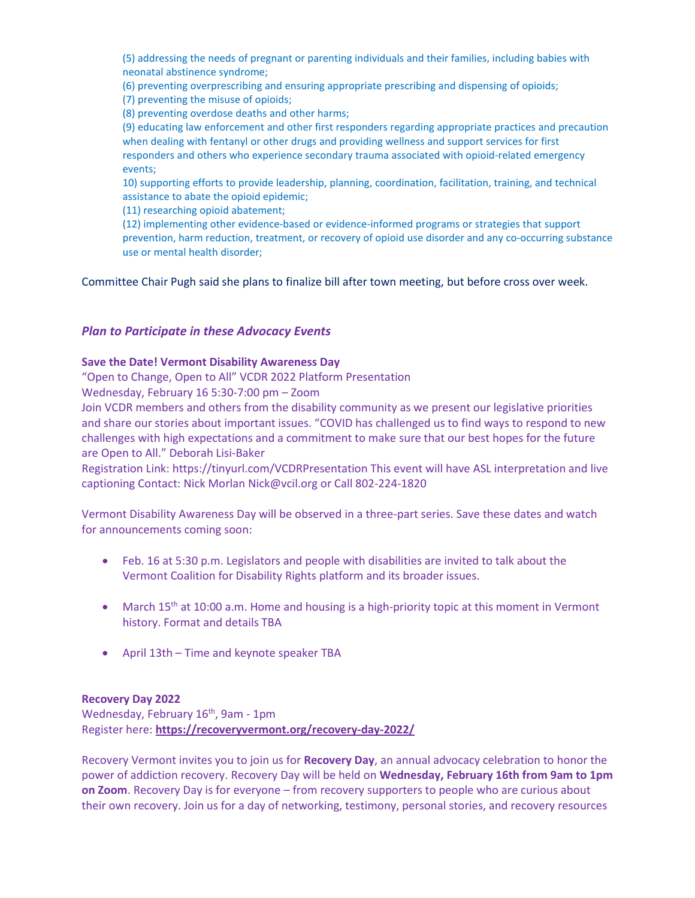(5) addressing the needs of pregnant or parenting individuals and their families, including babies with neonatal abstinence syndrome;
(6) preventing overprescribing and ensuring appropriate prescribing and dispensing of opioids;
(7) preventing the misuse of opioids;
(8) preventing overdose deaths and other harms;
(9) educating law enforcement and other first responders regarding appropriate practices and precaution when dealing with fentanyl or other drugs and providing wellness and support services for first responders and others who experience secondary trauma associated with opioid-related emergency events;
10) supporting efforts to provide leadership, planning, coordination, facilitation, training, and technical assistance to abate the opioid epidemic;
(11) researching opioid abatement;
(12) implementing other evidence-based or evidence-informed programs or strategies that support prevention, harm reduction, treatment, or recovery of opioid use disorder and any co-occurring substance use or mental health disorder;

Committee Chair Pugh said she plans to finalize bill after town meeting, but before cross over week.

### *Plan to Participate in these Advocacy Events*

**Save the Date! Vermont Disability Awareness Day**

"Open to Change, Open to All" VCDR 2022 Platform Presentation
Wednesday, February 16 5:30-7:00 pm – Zoom
Join VCDR members and others from the disability community as we present our legislative priorities and share our stories about important issues. "COVID has challenged us to find ways to respond to new challenges with high expectations and a commitment to make sure that our best hopes for the future are Open to All." Deborah Lisi-Baker
Registration Link: https://tinyurl.com/VCDRPresentation This event will have ASL interpretation and live captioning Contact: Nick Morlan Nick@vcil.org or Call 802-224-1820

Vermont Disability Awareness Day will be observed in a three-part series. Save these dates and watch for announcements coming soon:

- Feb. 16 at 5:30 p.m. Legislators and people with disabilities are invited to talk about the Vermont Coalition for Disability Rights platform and its broader issues.
- March 15th at 10:00 a.m. Home and housing is a high-priority topic at this moment in Vermont history. Format and details TBA
- April 13th – Time and keynote speaker TBA

**Recovery Day 2022**

Wednesday, February 16th, 9am - 1pm
Register here: **https://recoveryvermont.org/recovery-day-2022/**

Recovery Vermont invites you to join us for **Recovery Day**, an annual advocacy celebration to honor the power of addiction recovery. Recovery Day will be held on **Wednesday, February 16th from 9am to 1pm on Zoom**. Recovery Day is for everyone – from recovery supporters to people who are curious about their own recovery. Join us for a day of networking, testimony, personal stories, and recovery resources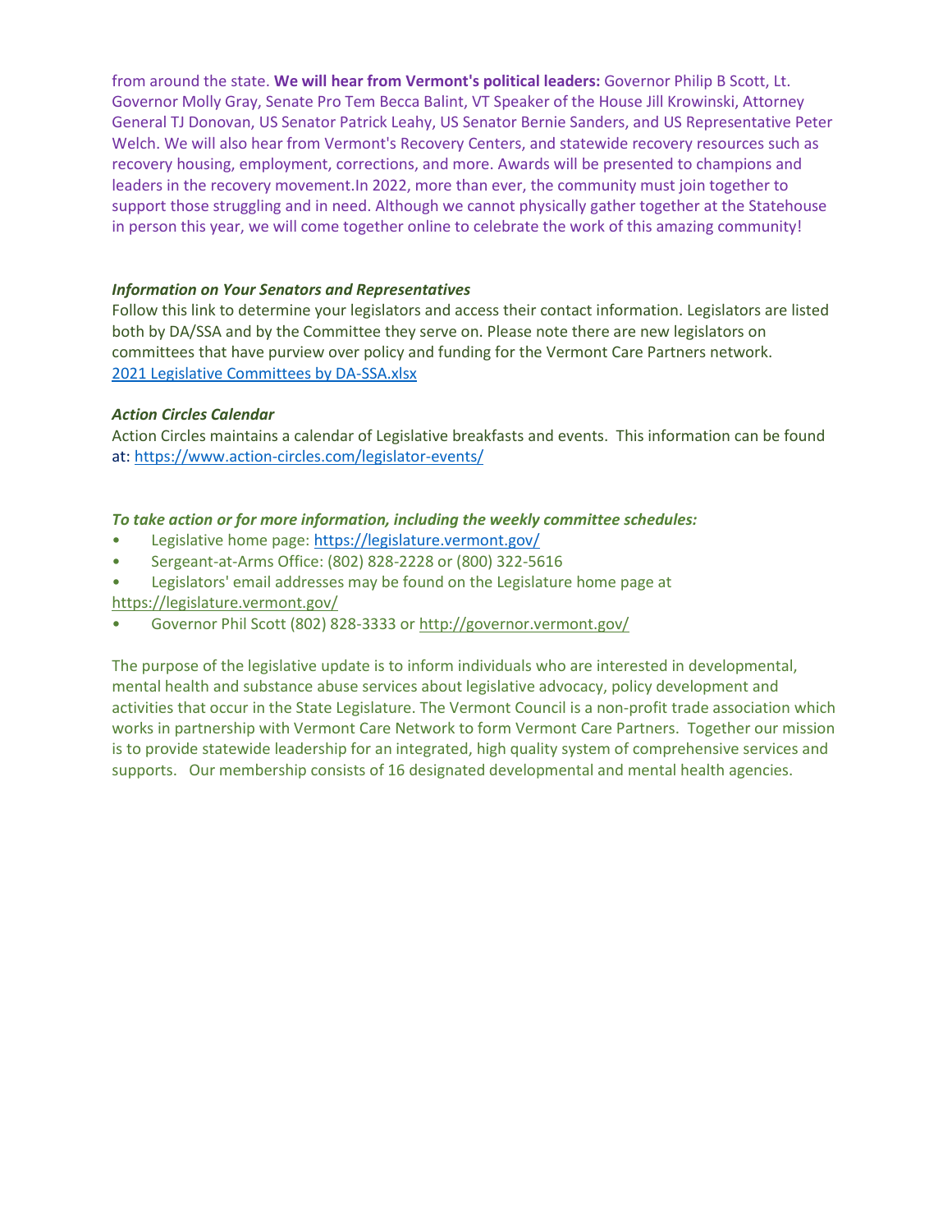from around the state. **We will hear from Vermont's political leaders:** Governor Philip B Scott, Lt. Governor Molly Gray, Senate Pro Tem Becca Balint, VT Speaker of the House Jill Krowinski, Attorney General TJ Donovan, US Senator Patrick Leahy, US Senator Bernie Sanders, and US Representative Peter Welch. We will also hear from Vermont's Recovery Centers, and statewide recovery resources such as recovery housing, employment, corrections, and more. Awards will be presented to champions and leaders in the recovery movement.In 2022, more than ever, the community must join together to support those struggling and in need. Although we cannot physically gather together at the Statehouse in person this year, we will come together online to celebrate the work of this amazing community!

***Information on Your Senators and Representatives***

Follow this link to determine your legislators and access their contact information. Legislators are listed both by DA/SSA and by the Committee they serve on. Please note there are new legislators on committees that have purview over policy and funding for the Vermont Care Partners network.
2021 Legislative Committees by DA-SSA.xlsx

***Action Circles Calendar***

Action Circles maintains a calendar of Legislative breakfasts and events. This information can be found at: https://www.action-circles.com/legislator-events/

***To take action or for more information, including the weekly committee schedules:***

- Legislative home page: https://legislature.vermont.gov/
- Sergeant-at-Arms Office: (802) 828-2228 or (800) 322-5616
- Legislators' email addresses may be found on the Legislature home page at https://legislature.vermont.gov/
- Governor Phil Scott (802) 828-3333 or http://governor.vermont.gov/

The purpose of the legislative update is to inform individuals who are interested in developmental, mental health and substance abuse services about legislative advocacy, policy development and activities that occur in the State Legislature. The Vermont Council is a non-profit trade association which works in partnership with Vermont Care Network to form Vermont Care Partners. Together our mission is to provide statewide leadership for an integrated, high quality system of comprehensive services and supports. Our membership consists of 16 designated developmental and mental health agencies.